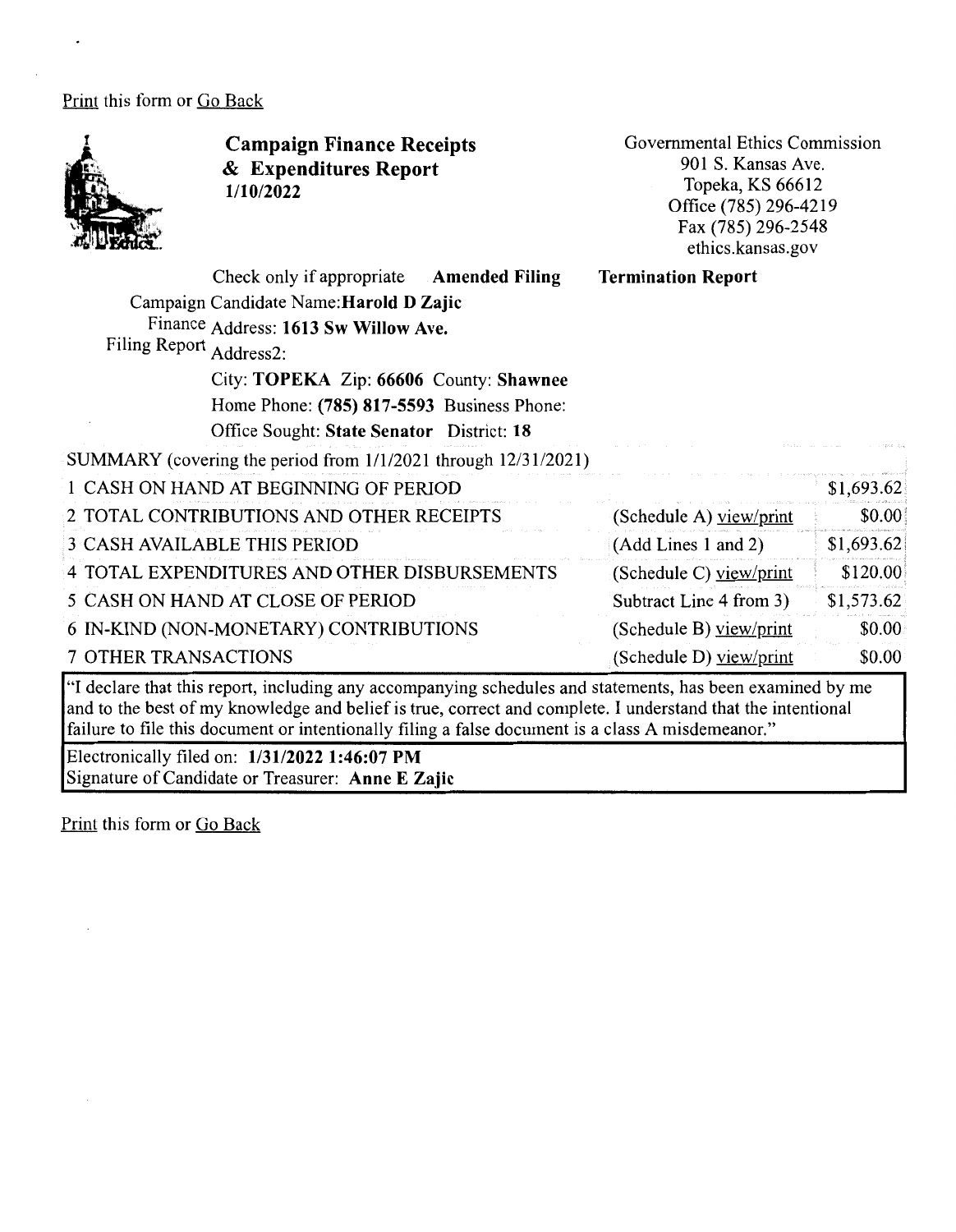Print this form or Go Back

# Campaign Finance Receipts & Expenditures Report

**1/10/2022**

Governmental Ethics Commission
901 S. Kansas Ave.
Topeka, KS 66612
Office (785) 296-4219
Fax (785) 296-2548
ethics.kansas.gov

Check only if appropriate **Amended Filing** **Termination Report**

Campaign Finance Filing Report

Candidate Name: **Harold D Zajic**
Address: **1613 Sw Willow Ave.**
Address2:
City: **TOPEKA** Zip: **66606** County: **Shawnee**
Home Phone: **(785) 817-5593** Business Phone:
Office Sought: **State Senator** District: **18**

SUMMARY (covering the period from 1/1/2021 through 12/31/2021)

| | | |
|---|---|---|
| 1 CASH ON HAND AT BEGINNING OF PERIOD | | $1,693.62 |
| 2 TOTAL CONTRIBUTIONS AND OTHER RECEIPTS | (Schedule A) view/print | $0.00 |
| 3 CASH AVAILABLE THIS PERIOD | (Add Lines 1 and 2) | $1,693.62 |
| 4 TOTAL EXPENDITURES AND OTHER DISBURSEMENTS | (Schedule C) view/print | $120.00 |
| 5 CASH ON HAND AT CLOSE OF PERIOD | Subtract Line 4 from 3) | $1,573.62 |
| 6 IN-KIND (NON-MONETARY) CONTRIBUTIONS | (Schedule B) view/print | $0.00 |
| 7 OTHER TRANSACTIONS | (Schedule D) view/print | $0.00 |

"I declare that this report, including any accompanying schedules and statements, has been examined by me and to the best of my knowledge and belief is true, correct and complete. I understand that the intentional failure to file this document or intentionally filing a false document is a class A misdemeanor."

Electronically filed on: **1/31/2022 1:46:07 PM**
Signature of Candidate or Treasurer: **Anne E Zajic**

Print this form or Go Back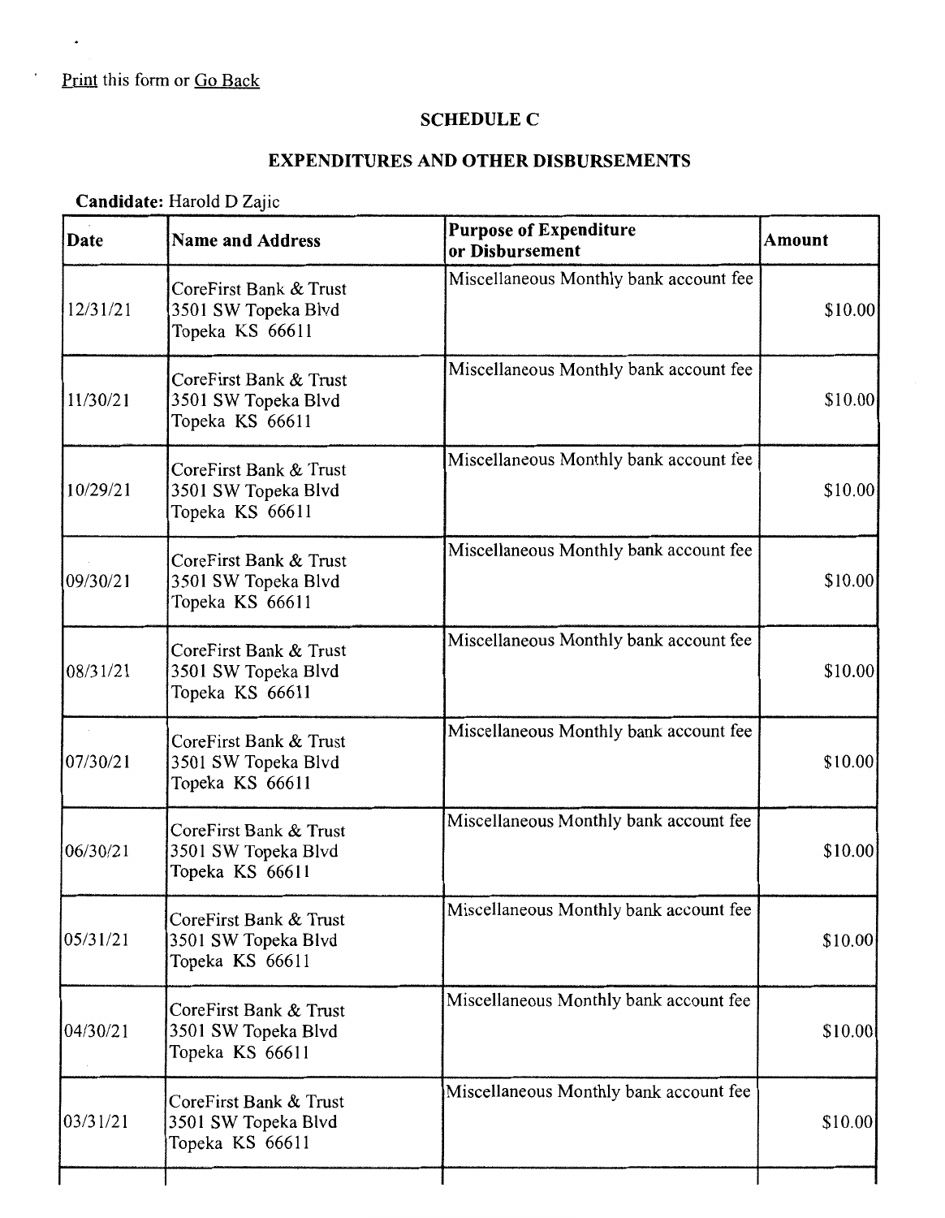Print this form or Go Back

## SCHEDULE C

## EXPENDITURES AND OTHER DISBURSEMENTS

**Candidate:** Harold D Zajic

| Date | Name and Address | Purpose of Expenditure or Disbursement | Amount |
|---|---|---|---|
| 12/31/21 | CoreFirst Bank & Trust<br>3501 SW Topeka Blvd<br>Topeka KS 66611 | Miscellaneous Monthly bank account fee | $10.00 |
| 11/30/21 | CoreFirst Bank & Trust<br>3501 SW Topeka Blvd<br>Topeka KS 66611 | Miscellaneous Monthly bank account fee | $10.00 |
| 10/29/21 | CoreFirst Bank & Trust<br>3501 SW Topeka Blvd<br>Topeka KS 66611 | Miscellaneous Monthly bank account fee | $10.00 |
| 09/30/21 | CoreFirst Bank & Trust<br>3501 SW Topeka Blvd<br>Topeka KS 66611 | Miscellaneous Monthly bank account fee | $10.00 |
| 08/31/21 | CoreFirst Bank & Trust<br>3501 SW Topeka Blvd<br>Topeka KS 66611 | Miscellaneous Monthly bank account fee | $10.00 |
| 07/30/21 | CoreFirst Bank & Trust<br>3501 SW Topeka Blvd<br>Topeka KS 66611 | Miscellaneous Monthly bank account fee | $10.00 |
| 06/30/21 | CoreFirst Bank & Trust<br>3501 SW Topeka Blvd<br>Topeka KS 66611 | Miscellaneous Monthly bank account fee | $10.00 |
| 05/31/21 | CoreFirst Bank & Trust<br>3501 SW Topeka Blvd<br>Topeka KS 66611 | Miscellaneous Monthly bank account fee | $10.00 |
| 04/30/21 | CoreFirst Bank & Trust<br>3501 SW Topeka Blvd<br>Topeka KS 66611 | Miscellaneous Monthly bank account fee | $10.00 |
| 03/31/21 | CoreFirst Bank & Trust<br>3501 SW Topeka Blvd<br>Topeka KS 66611 | Miscellaneous Monthly bank account fee | $10.00 |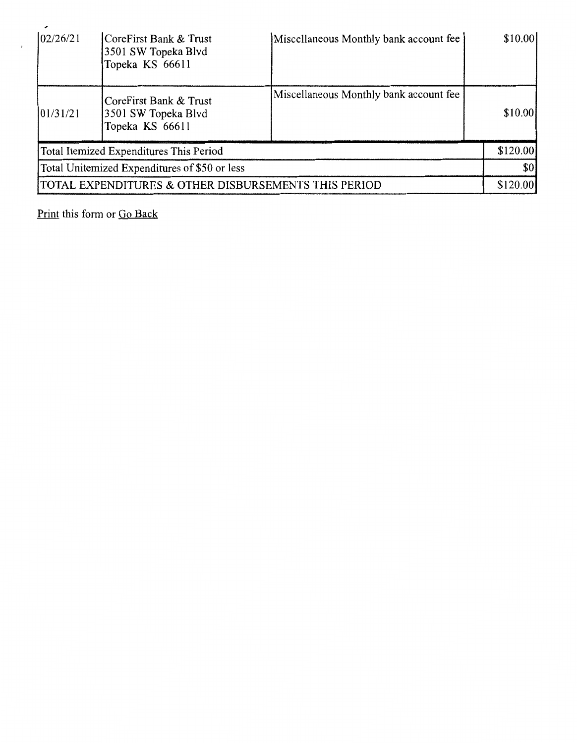| | | | |
|---|---|---|---|
| 02/26/21 | CoreFirst Bank & Trust<br>3501 SW Topeka Blvd<br>Topeka KS 66611 | Miscellaneous Monthly bank account fee | $10.00 |
| 01/31/21 | CoreFirst Bank & Trust<br>3501 SW Topeka Blvd<br>Topeka KS 66611 | Miscellaneous Monthly bank account fee | $10.00 |
| Total Itemized Expenditures This Period | | | $120.00 |
| Total Unitemized Expenditures of $50 or less | | | $0 |
| TOTAL EXPENDITURES & OTHER DISBURSEMENTS THIS PERIOD | | | $120.00 |

Print this form or Go Back